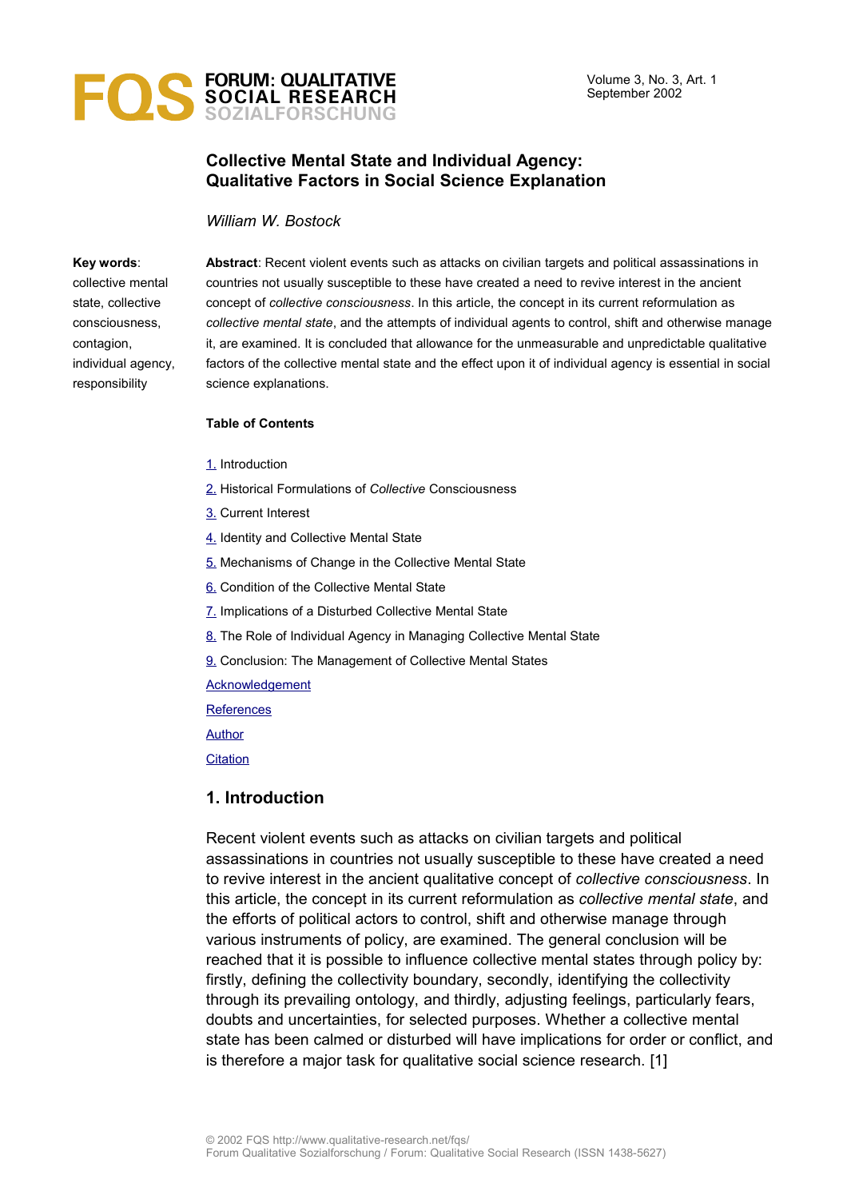# Collective Mental State and Individual Agency: Qualitative Factors in Social Science Explanation

*William W. Bostock*

**Key words**: collective mental state, collective consciousness, contagion, individual agency, responsibility

**Abstract**: Recent violent events such as attacks on civilian targets and political assassinations in countries not usually susceptible to these have created a need to revive interest in the ancient concept of *collective consciousness*. In this article, the concept in its current reformulation as *collective mental state*, and the attempts of individual agents to control, shift and otherwise manage it, are examined. It is concluded that allowance for the unmeasurable and unpredictable qualitative factors of the collective mental state and the effect upon it of individual agency is essential in social science explanations.

**Table of Contents**

1. Introduction
2. Historical Formulations of *Collective* Consciousness
3. Current Interest
4. Identity and Collective Mental State
5. Mechanisms of Change in the Collective Mental State
6. Condition of the Collective Mental State
7. Implications of a Disturbed Collective Mental State
8. The Role of Individual Agency in Managing Collective Mental State
9. Conclusion: The Management of Collective Mental States

Acknowledgement

References

Author

Citation

## 1. Introduction

Recent violent events such as attacks on civilian targets and political assassinations in countries not usually susceptible to these have created a need to revive interest in the ancient qualitative concept of *collective consciousness*. In this article, the concept in its current reformulation as *collective mental state*, and the efforts of political actors to control, shift and otherwise manage through various instruments of policy, are examined. The general conclusion will be reached that it is possible to influence collective mental states through policy by: firstly, defining the collectivity boundary, secondly, identifying the collectivity through its prevailing ontology, and thirdly, adjusting feelings, particularly fears, doubts and uncertainties, for selected purposes. Whether a collective mental state has been calmed or disturbed will have implications for order or conflict, and is therefore a major task for qualitative social science research. [1]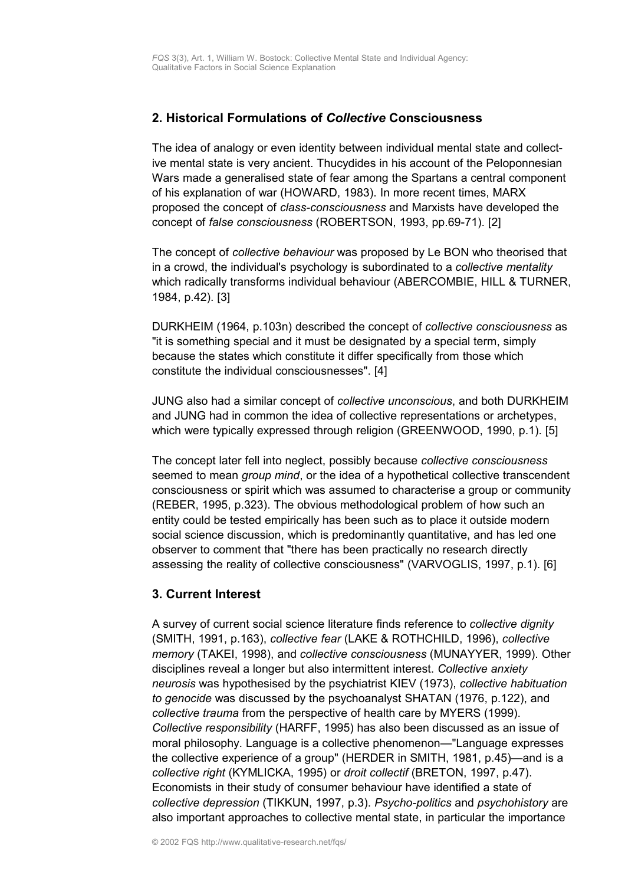## 2. Historical Formulations of *Collective* Consciousness

The idea of analogy or even identity between individual mental state and collective mental state is very ancient. Thucydides in his account of the Peloponnesian Wars made a generalised state of fear among the Spartans a central component of his explanation of war (HOWARD, 1983). In more recent times, MARX proposed the concept of *class-consciousness* and Marxists have developed the concept of *false consciousness* (ROBERTSON, 1993, pp.69-71). [2]

The concept of *collective behaviour* was proposed by Le BON who theorised that in a crowd, the individual's psychology is subordinated to a *collective mentality* which radically transforms individual behaviour (ABERCOMBIE, HILL & TURNER, 1984, p.42). [3]

DURKHEIM (1964, p.103n) described the concept of *collective consciousness* as "it is something special and it must be designated by a special term, simply because the states which constitute it differ specifically from those which constitute the individual consciousnesses". [4]

JUNG also had a similar concept of *collective unconscious*, and both DURKHEIM and JUNG had in common the idea of collective representations or archetypes, which were typically expressed through religion (GREENWOOD, 1990, p.1). [5]

The concept later fell into neglect, possibly because *collective consciousness* seemed to mean *group mind*, or the idea of a hypothetical collective transcendent consciousness or spirit which was assumed to characterise a group or community (REBER, 1995, p.323). The obvious methodological problem of how such an entity could be tested empirically has been such as to place it outside modern social science discussion, which is predominantly quantitative, and has led one observer to comment that "there has been practically no research directly assessing the reality of collective consciousness" (VARVOGLIS, 1997, p.1). [6]

## 3. Current Interest

A survey of current social science literature finds reference to *collective dignity* (SMITH, 1991, p.163), *collective fear* (LAKE & ROTHCHILD, 1996), *collective memory* (TAKEI, 1998), and *collective consciousness* (MUNAYYER, 1999). Other disciplines reveal a longer but also intermittent interest. *Collective anxiety neurosis* was hypothesised by the psychiatrist KIEV (1973), *collective habituation to genocide* was discussed by the psychoanalyst SHATAN (1976, p.122), and *collective trauma* from the perspective of health care by MYERS (1999). *Collective responsibility* (HARFF, 1995) has also been discussed as an issue of moral philosophy. Language is a collective phenomenon—"Language expresses the collective experience of a group" (HERDER in SMITH, 1981, p.45)—and is a *collective right* (KYMLICKA, 1995) or *droit collectif* (BRETON, 1997, p.47). Economists in their study of consumer behaviour have identified a state of *collective depression* (TIKKUN, 1997, p.3). *Psycho-politics* and *psychohistory* are also important approaches to collective mental state, in particular the importance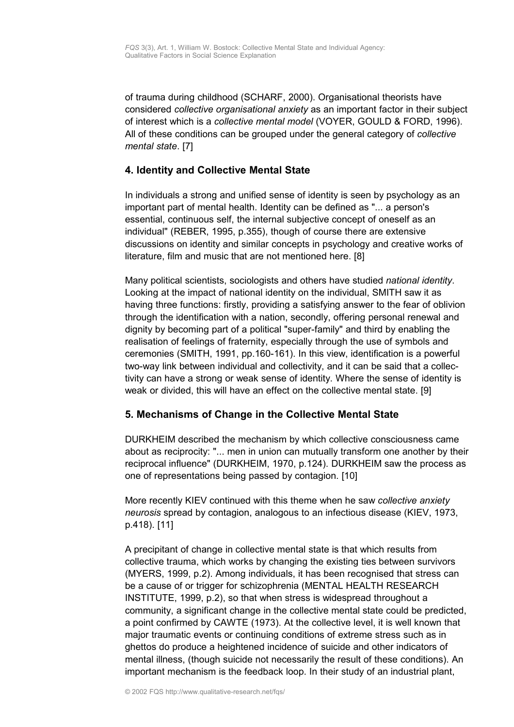of trauma during childhood (SCHARF, 2000). Organisational theorists have considered *collective organisational anxiety* as an important factor in their subject of interest which is a *collective mental model* (VOYER, GOULD & FORD, 1996). All of these conditions can be grouped under the general category of *collective mental state*. [7]

## 4. Identity and Collective Mental State

In individuals a strong and unified sense of identity is seen by psychology as an important part of mental health. Identity can be defined as "... a person's essential, continuous self, the internal subjective concept of oneself as an individual" (REBER, 1995, p.355), though of course there are extensive discussions on identity and similar concepts in psychology and creative works of literature, film and music that are not mentioned here. [8]

Many political scientists, sociologists and others have studied *national identity*. Looking at the impact of national identity on the individual, SMITH saw it as having three functions: firstly, providing a satisfying answer to the fear of oblivion through the identification with a nation, secondly, offering personal renewal and dignity by becoming part of a political "super-family" and third by enabling the realisation of feelings of fraternity, especially through the use of symbols and ceremonies (SMITH, 1991, pp.160-161). In this view, identification is a powerful two-way link between individual and collectivity, and it can be said that a collectivity can have a strong or weak sense of identity. Where the sense of identity is weak or divided, this will have an effect on the collective mental state. [9]

## 5. Mechanisms of Change in the Collective Mental State

DURKHEIM described the mechanism by which collective consciousness came about as reciprocity: "... men in union can mutually transform one another by their reciprocal influence" (DURKHEIM, 1970, p.124). DURKHEIM saw the process as one of representations being passed by contagion. [10]

More recently KIEV continued with this theme when he saw *collective anxiety neurosis* spread by contagion, analogous to an infectious disease (KIEV, 1973, p.418). [11]

A precipitant of change in collective mental state is that which results from collective trauma, which works by changing the existing ties between survivors (MYERS, 1999, p.2). Among individuals, it has been recognised that stress can be a cause of or trigger for schizophrenia (MENTAL HEALTH RESEARCH INSTITUTE, 1999, p.2), so that when stress is widespread throughout a community, a significant change in the collective mental state could be predicted, a point confirmed by CAWTE (1973). At the collective level, it is well known that major traumatic events or continuing conditions of extreme stress such as in ghettos do produce a heightened incidence of suicide and other indicators of mental illness, (though suicide not necessarily the result of these conditions). An important mechanism is the feedback loop. In their study of an industrial plant,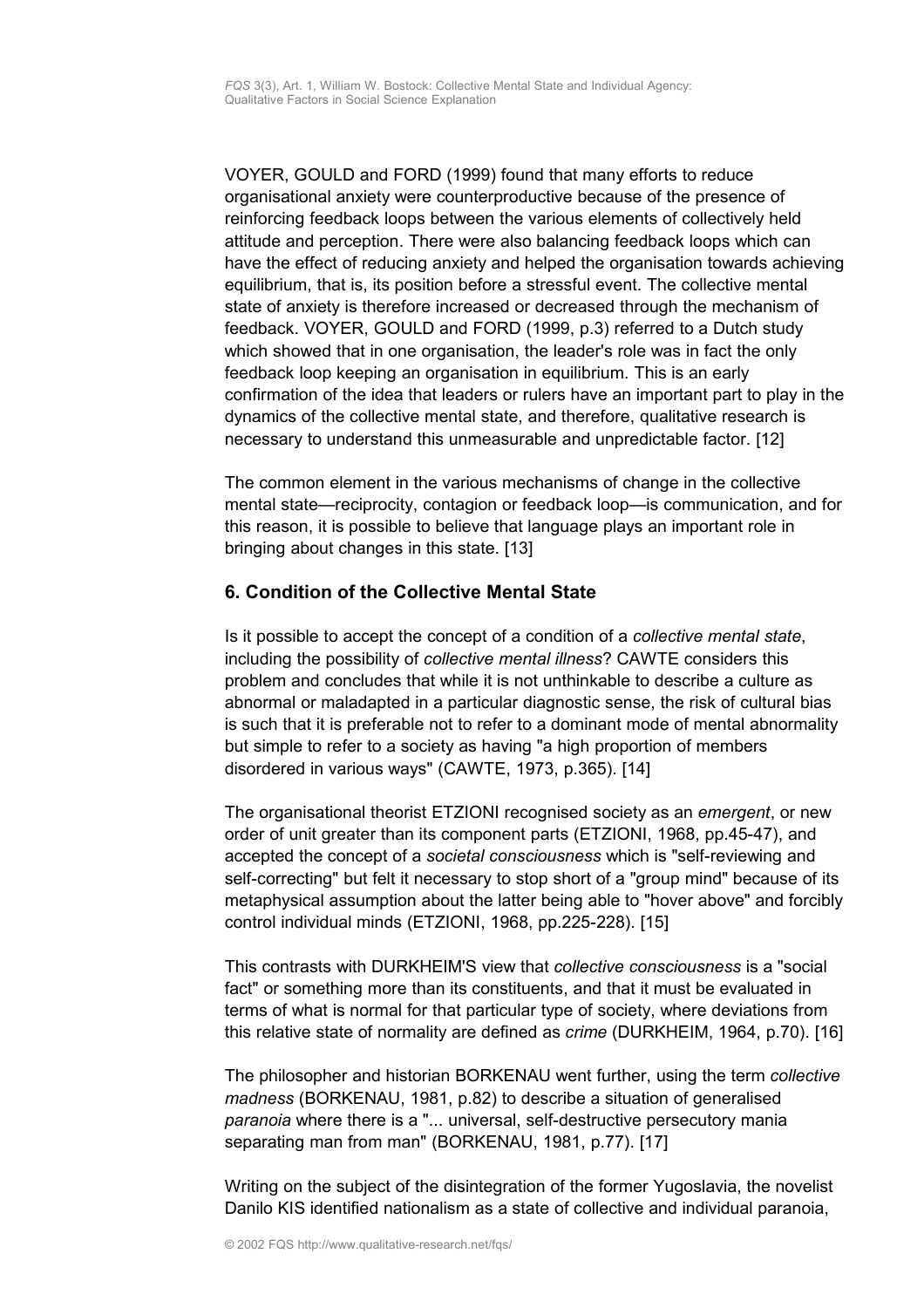VOYER, GOULD and FORD (1999) found that many efforts to reduce organisational anxiety were counterproductive because of the presence of reinforcing feedback loops between the various elements of collectively held attitude and perception. There were also balancing feedback loops which can have the effect of reducing anxiety and helped the organisation towards achieving equilibrium, that is, its position before a stressful event. The collective mental state of anxiety is therefore increased or decreased through the mechanism of feedback. VOYER, GOULD and FORD (1999, p.3) referred to a Dutch study which showed that in one organisation, the leader's role was in fact the only feedback loop keeping an organisation in equilibrium. This is an early confirmation of the idea that leaders or rulers have an important part to play in the dynamics of the collective mental state, and therefore, qualitative research is necessary to understand this unmeasurable and unpredictable factor. [12]

The common element in the various mechanisms of change in the collective mental state—reciprocity, contagion or feedback loop—is communication, and for this reason, it is possible to believe that language plays an important role in bringing about changes in this state. [13]

## 6. Condition of the Collective Mental State

Is it possible to accept the concept of a condition of a *collective mental state*, including the possibility of *collective mental illness*? CAWTE considers this problem and concludes that while it is not unthinkable to describe a culture as abnormal or maladapted in a particular diagnostic sense, the risk of cultural bias is such that it is preferable not to refer to a dominant mode of mental abnormality but simple to refer to a society as having "a high proportion of members disordered in various ways" (CAWTE, 1973, p.365). [14]

The organisational theorist ETZIONI recognised society as an *emergent*, or new order of unit greater than its component parts (ETZIONI, 1968, pp.45-47), and accepted the concept of a *societal consciousness* which is "self-reviewing and self-correcting" but felt it necessary to stop short of a "group mind" because of its metaphysical assumption about the latter being able to "hover above" and forcibly control individual minds (ETZIONI, 1968, pp.225-228). [15]

This contrasts with DURKHEIM'S view that *collective consciousness* is a "social fact" or something more than its constituents, and that it must be evaluated in terms of what is normal for that particular type of society, where deviations from this relative state of normality are defined as *crime* (DURKHEIM, 1964, p.70). [16]

The philosopher and historian BORKENAU went further, using the term *collective madness* (BORKENAU, 1981, p.82) to describe a situation of generalised *paranoia* where there is a "... universal, self-destructive persecutory mania separating man from man" (BORKENAU, 1981, p.77). [17]

Writing on the subject of the disintegration of the former Yugoslavia, the novelist Danilo KIS identified nationalism as a state of collective and individual paranoia,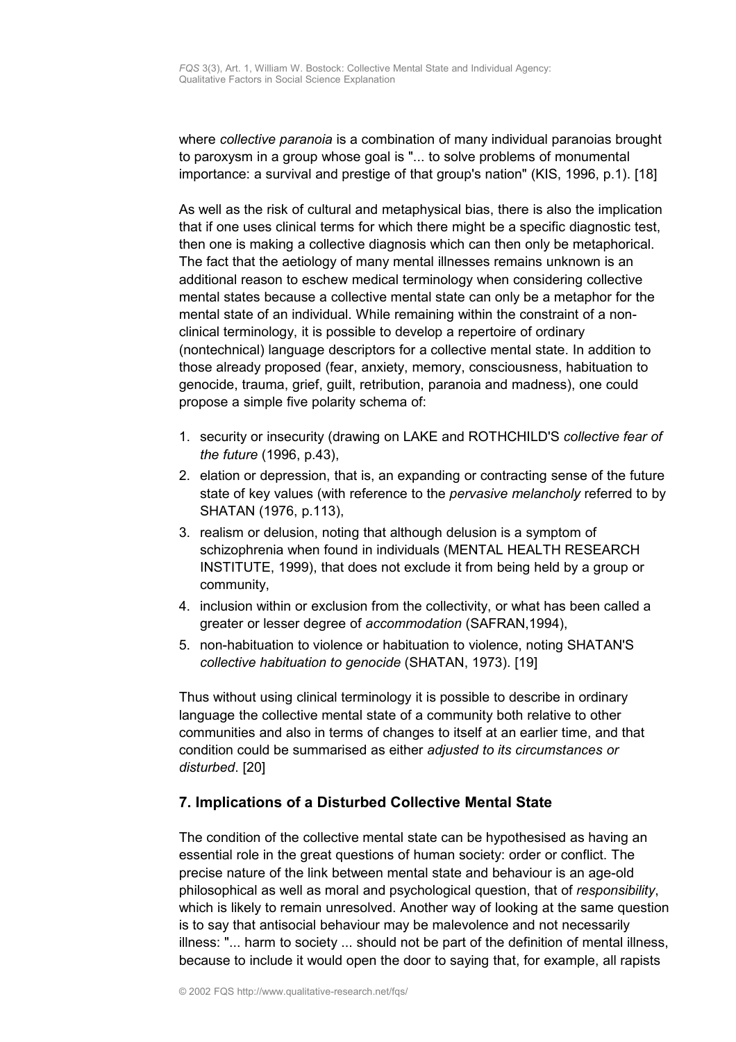where *collective paranoia* is a combination of many individual paranoias brought to paroxysm in a group whose goal is "... to solve problems of monumental importance: a survival and prestige of that group's nation" (KIS, 1996, p.1). [18]

As well as the risk of cultural and metaphysical bias, there is also the implication that if one uses clinical terms for which there might be a specific diagnostic test, then one is making a collective diagnosis which can then only be metaphorical. The fact that the aetiology of many mental illnesses remains unknown is an additional reason to eschew medical terminology when considering collective mental states because a collective mental state can only be a metaphor for the mental state of an individual. While remaining within the constraint of a non-clinical terminology, it is possible to develop a repertoire of ordinary (nontechnical) language descriptors for a collective mental state. In addition to those already proposed (fear, anxiety, memory, consciousness, habituation to genocide, trauma, grief, guilt, retribution, paranoia and madness), one could propose a simple five polarity schema of:

1. security or insecurity (drawing on LAKE and ROTHCHILD'S *collective fear of the future* (1996, p.43),
2. elation or depression, that is, an expanding or contracting sense of the future state of key values (with reference to the *pervasive melancholy* referred to by SHATAN (1976, p.113),
3. realism or delusion, noting that although delusion is a symptom of schizophrenia when found in individuals (MENTAL HEALTH RESEARCH INSTITUTE, 1999), that does not exclude it from being held by a group or community,
4. inclusion within or exclusion from the collectivity, or what has been called a greater or lesser degree of *accommodation* (SAFRAN,1994),
5. non-habituation to violence or habituation to violence, noting SHATAN'S *collective habituation to genocide* (SHATAN, 1973). [19]

Thus without using clinical terminology it is possible to describe in ordinary language the collective mental state of a community both relative to other communities and also in terms of changes to itself at an earlier time, and that condition could be summarised as either *adjusted to its circumstances or disturbed*. [20]

## 7. Implications of a Disturbed Collective Mental State

The condition of the collective mental state can be hypothesised as having an essential role in the great questions of human society: order or conflict. The precise nature of the link between mental state and behaviour is an age-old philosophical as well as moral and psychological question, that of *responsibility*, which is likely to remain unresolved. Another way of looking at the same question is to say that antisocial behaviour may be malevolence and not necessarily illness: "... harm to society ... should not be part of the definition of mental illness, because to include it would open the door to saying that, for example, all rapists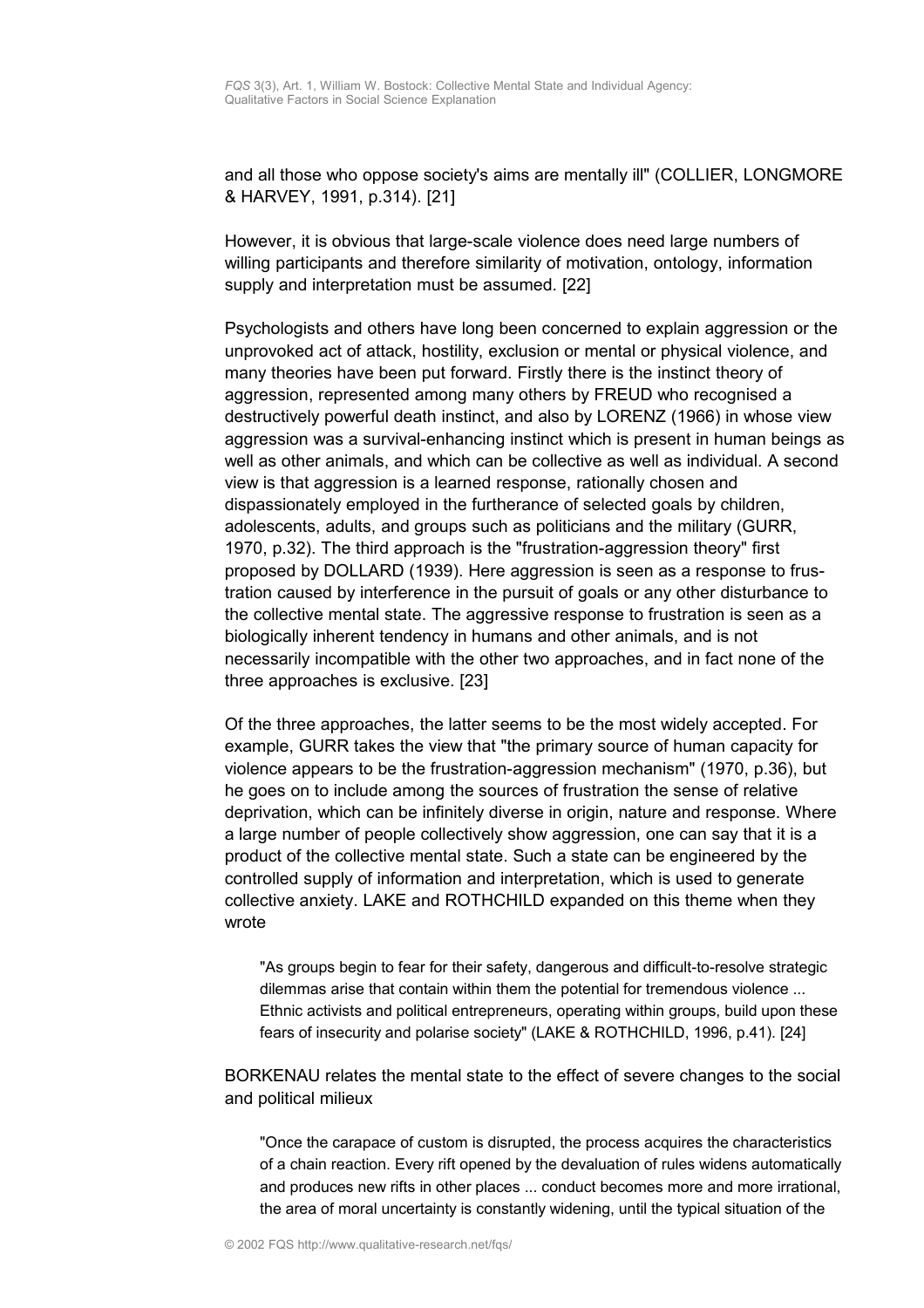and all those who oppose society's aims are mentally ill" (COLLIER, LONGMORE & HARVEY, 1991, p.314). [21]

However, it is obvious that large-scale violence does need large numbers of willing participants and therefore similarity of motivation, ontology, information supply and interpretation must be assumed. [22]

Psychologists and others have long been concerned to explain aggression or the unprovoked act of attack, hostility, exclusion or mental or physical violence, and many theories have been put forward. Firstly there is the instinct theory of aggression, represented among many others by FREUD who recognised a destructively powerful death instinct, and also by LORENZ (1966) in whose view aggression was a survival-enhancing instinct which is present in human beings as well as other animals, and which can be collective as well as individual. A second view is that aggression is a learned response, rationally chosen and dispassionately employed in the furtherance of selected goals by children, adolescents, adults, and groups such as politicians and the military (GURR, 1970, p.32). The third approach is the "frustration-aggression theory" first proposed by DOLLARD (1939). Here aggression is seen as a response to frustration caused by interference in the pursuit of goals or any other disturbance to the collective mental state. The aggressive response to frustration is seen as a biologically inherent tendency in humans and other animals, and is not necessarily incompatible with the other two approaches, and in fact none of the three approaches is exclusive. [23]

Of the three approaches, the latter seems to be the most widely accepted. For example, GURR takes the view that "the primary source of human capacity for violence appears to be the frustration-aggression mechanism" (1970, p.36), but he goes on to include among the sources of frustration the sense of relative deprivation, which can be infinitely diverse in origin, nature and response. Where a large number of people collectively show aggression, one can say that it is a product of the collective mental state. Such a state can be engineered by the controlled supply of information and interpretation, which is used to generate collective anxiety. LAKE and ROTHCHILD expanded on this theme when they wrote

> "As groups begin to fear for their safety, dangerous and difficult-to-resolve strategic dilemmas arise that contain within them the potential for tremendous violence ... Ethnic activists and political entrepreneurs, operating within groups, build upon these fears of insecurity and polarise society" (LAKE & ROTHCHILD, 1996, p.41). [24]

BORKENAU relates the mental state to the effect of severe changes to the social and political milieux

> "Once the carapace of custom is disrupted, the process acquires the characteristics of a chain reaction. Every rift opened by the devaluation of rules widens automatically and produces new rifts in other places ... conduct becomes more and more irrational, the area of moral uncertainty is constantly widening, until the typical situation of the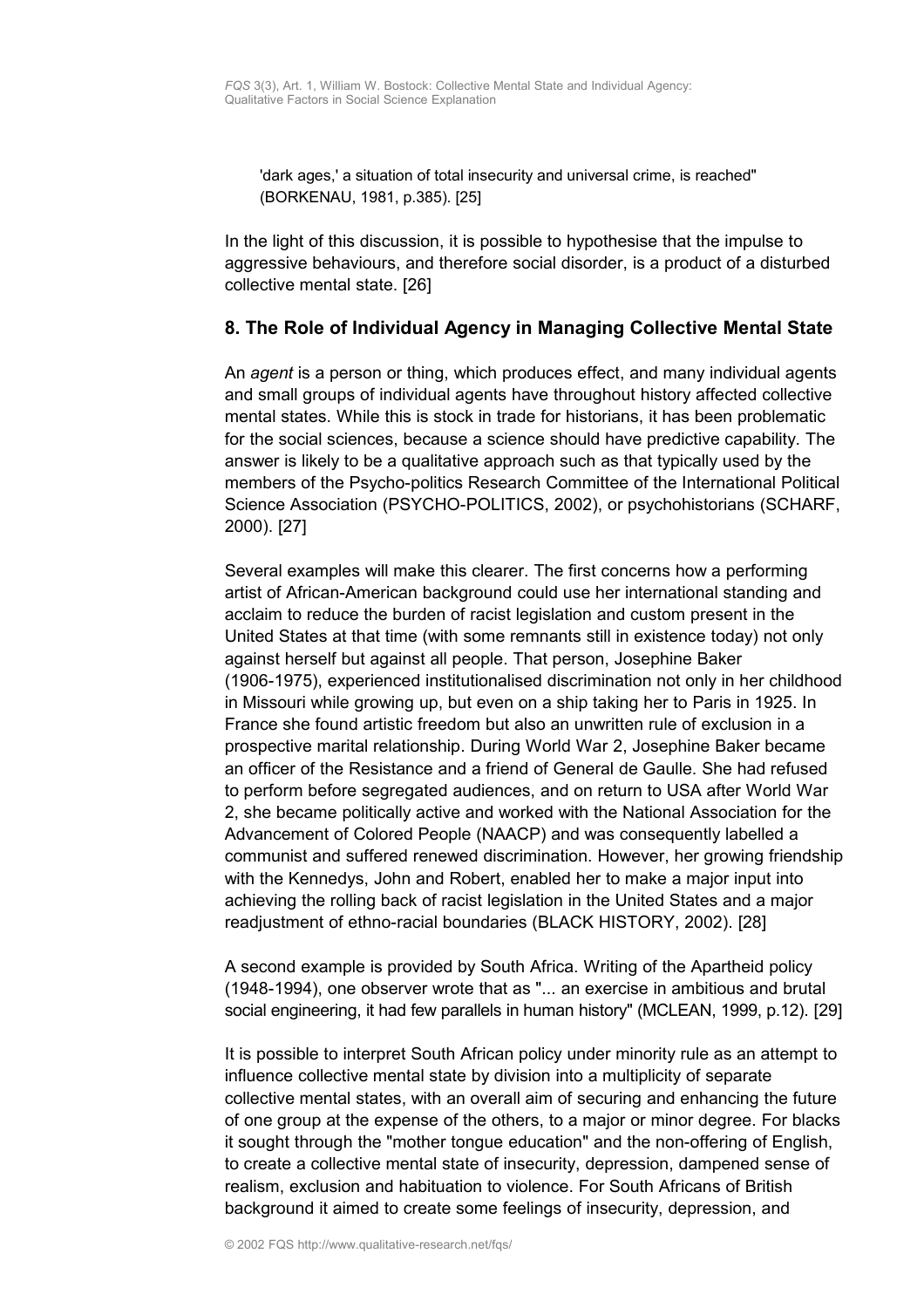'dark ages,' a situation of total insecurity and universal crime, is reached" (BORKENAU, 1981, p.385). [25]

In the light of this discussion, it is possible to hypothesise that the impulse to aggressive behaviours, and therefore social disorder, is a product of a disturbed collective mental state. [26]

## 8. The Role of Individual Agency in Managing Collective Mental State

An *agent* is a person or thing, which produces effect, and many individual agents and small groups of individual agents have throughout history affected collective mental states. While this is stock in trade for historians, it has been problematic for the social sciences, because a science should have predictive capability. The answer is likely to be a qualitative approach such as that typically used by the members of the Psycho-politics Research Committee of the International Political Science Association (PSYCHO-POLITICS, 2002), or psychohistorians (SCHARF, 2000). [27]

Several examples will make this clearer. The first concerns how a performing artist of African-American background could use her international standing and acclaim to reduce the burden of racist legislation and custom present in the United States at that time (with some remnants still in existence today) not only against herself but against all people. That person, Josephine Baker (1906-1975), experienced institutionalised discrimination not only in her childhood in Missouri while growing up, but even on a ship taking her to Paris in 1925. In France she found artistic freedom but also an unwritten rule of exclusion in a prospective marital relationship. During World War 2, Josephine Baker became an officer of the Resistance and a friend of General de Gaulle. She had refused to perform before segregated audiences, and on return to USA after World War 2, she became politically active and worked with the National Association for the Advancement of Colored People (NAACP) and was consequently labelled a communist and suffered renewed discrimination. However, her growing friendship with the Kennedys, John and Robert, enabled her to make a major input into achieving the rolling back of racist legislation in the United States and a major readjustment of ethno-racial boundaries (BLACK HISTORY, 2002). [28]

A second example is provided by South Africa. Writing of the Apartheid policy (1948-1994), one observer wrote that as "... an exercise in ambitious and brutal social engineering, it had few parallels in human history" (MCLEAN, 1999, p.12). [29]

It is possible to interpret South African policy under minority rule as an attempt to influence collective mental state by division into a multiplicity of separate collective mental states, with an overall aim of securing and enhancing the future of one group at the expense of the others, to a major or minor degree. For blacks it sought through the "mother tongue education" and the non-offering of English, to create a collective mental state of insecurity, depression, dampened sense of realism, exclusion and habituation to violence. For South Africans of British background it aimed to create some feelings of insecurity, depression, and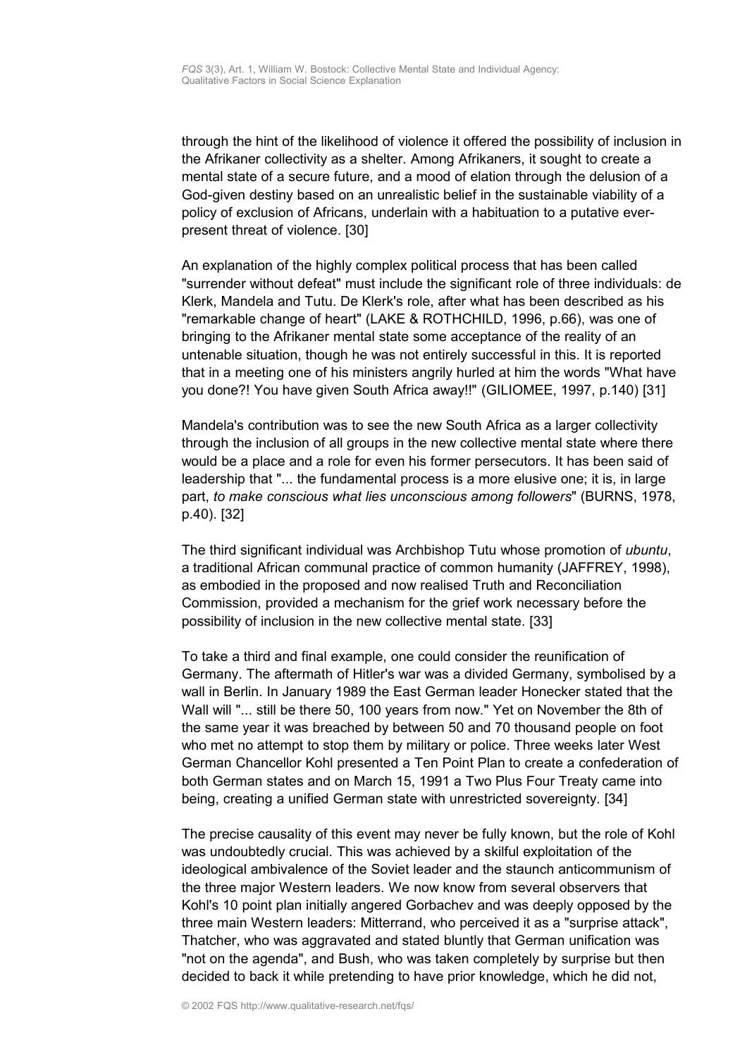through the hint of the likelihood of violence it offered the possibility of inclusion in the Afrikaner collectivity as a shelter. Among Afrikaners, it sought to create a mental state of a secure future, and a mood of elation through the delusion of a God-given destiny based on an unrealistic belief in the sustainable viability of a policy of exclusion of Africans, underlain with a habituation to a putative ever-present threat of violence. [30]

An explanation of the highly complex political process that has been called "surrender without defeat" must include the significant role of three individuals: de Klerk, Mandela and Tutu. De Klerk's role, after what has been described as his "remarkable change of heart" (LAKE & ROTHCHILD, 1996, p.66), was one of bringing to the Afrikaner mental state some acceptance of the reality of an untenable situation, though he was not entirely successful in this. It is reported that in a meeting one of his ministers angrily hurled at him the words "What have you done?! You have given South Africa away!!" (GILIOMEE, 1997, p.140) [31]

Mandela's contribution was to see the new South Africa as a larger collectivity through the inclusion of all groups in the new collective mental state where there would be a place and a role for even his former persecutors. It has been said of leadership that "... the fundamental process is a more elusive one; it is, in large part, *to make conscious what lies unconscious among followers*" (BURNS, 1978, p.40). [32]

The third significant individual was Archbishop Tutu whose promotion of *ubuntu*, a traditional African communal practice of common humanity (JAFFREY, 1998), as embodied in the proposed and now realised Truth and Reconciliation Commission, provided a mechanism for the grief work necessary before the possibility of inclusion in the new collective mental state. [33]

To take a third and final example, one could consider the reunification of Germany. The aftermath of Hitler's war was a divided Germany, symbolised by a wall in Berlin. In January 1989 the East German leader Honecker stated that the Wall will "... still be there 50, 100 years from now." Yet on November the 8th of the same year it was breached by between 50 and 70 thousand people on foot who met no attempt to stop them by military or police. Three weeks later West German Chancellor Kohl presented a Ten Point Plan to create a confederation of both German states and on March 15, 1991 a Two Plus Four Treaty came into being, creating a unified German state with unrestricted sovereignty. [34]

The precise causality of this event may never be fully known, but the role of Kohl was undoubtedly crucial. This was achieved by a skilful exploitation of the ideological ambivalence of the Soviet leader and the staunch anticommunism of the three major Western leaders. We now know from several observers that Kohl's 10 point plan initially angered Gorbachev and was deeply opposed by the three main Western leaders: Mitterrand, who perceived it as a "surprise attack", Thatcher, who was aggravated and stated bluntly that German unification was "not on the agenda", and Bush, who was taken completely by surprise but then decided to back it while pretending to have prior knowledge, which he did not,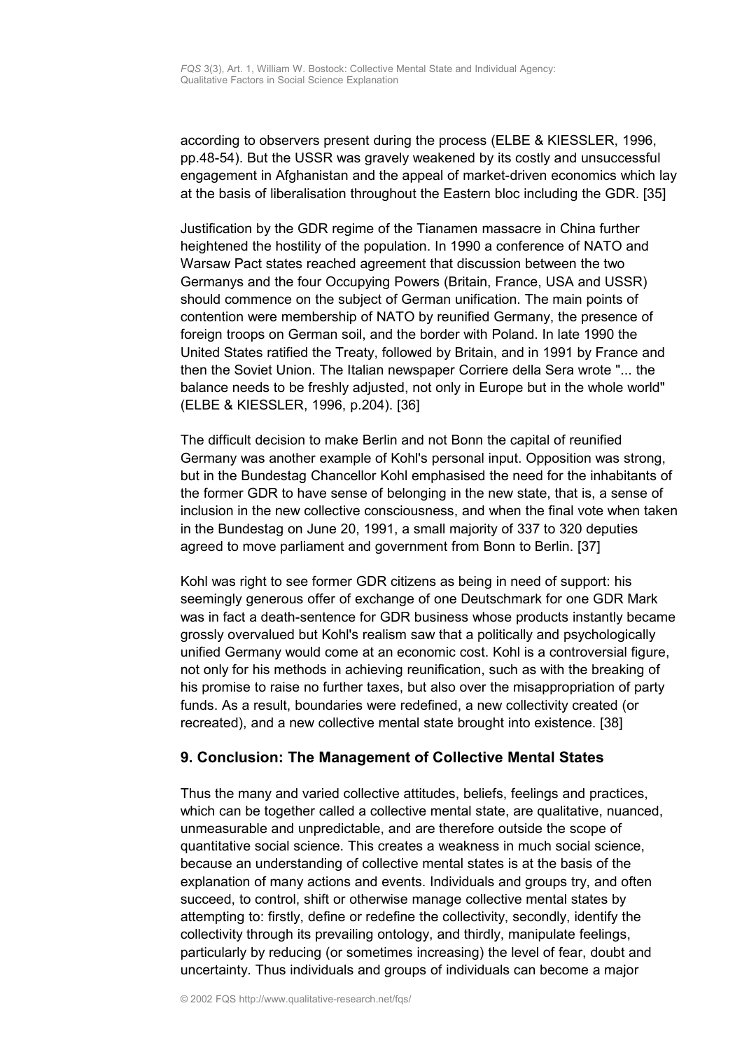according to observers present during the process (ELBE & KIESSLER, 1996, pp.48-54). But the USSR was gravely weakened by its costly and unsuccessful engagement in Afghanistan and the appeal of market-driven economics which lay at the basis of liberalisation throughout the Eastern bloc including the GDR. [35]

Justification by the GDR regime of the Tianamen massacre in China further heightened the hostility of the population. In 1990 a conference of NATO and Warsaw Pact states reached agreement that discussion between the two Germanys and the four Occupying Powers (Britain, France, USA and USSR) should commence on the subject of German unification. The main points of contention were membership of NATO by reunified Germany, the presence of foreign troops on German soil, and the border with Poland. In late 1990 the United States ratified the Treaty, followed by Britain, and in 1991 by France and then the Soviet Union. The Italian newspaper Corriere della Sera wrote "... the balance needs to be freshly adjusted, not only in Europe but in the whole world" (ELBE & KIESSLER, 1996, p.204). [36]

The difficult decision to make Berlin and not Bonn the capital of reunified Germany was another example of Kohl's personal input. Opposition was strong, but in the Bundestag Chancellor Kohl emphasised the need for the inhabitants of the former GDR to have sense of belonging in the new state, that is, a sense of inclusion in the new collective consciousness, and when the final vote when taken in the Bundestag on June 20, 1991, a small majority of 337 to 320 deputies agreed to move parliament and government from Bonn to Berlin. [37]

Kohl was right to see former GDR citizens as being in need of support: his seemingly generous offer of exchange of one Deutschmark for one GDR Mark was in fact a death-sentence for GDR business whose products instantly became grossly overvalued but Kohl's realism saw that a politically and psychologically unified Germany would come at an economic cost. Kohl is a controversial figure, not only for his methods in achieving reunification, such as with the breaking of his promise to raise no further taxes, but also over the misappropriation of party funds. As a result, boundaries were redefined, a new collectivity created (or recreated), and a new collective mental state brought into existence. [38]

## 9. Conclusion: The Management of Collective Mental States

Thus the many and varied collective attitudes, beliefs, feelings and practices, which can be together called a collective mental state, are qualitative, nuanced, unmeasurable and unpredictable, and are therefore outside the scope of quantitative social science. This creates a weakness in much social science, because an understanding of collective mental states is at the basis of the explanation of many actions and events. Individuals and groups try, and often succeed, to control, shift or otherwise manage collective mental states by attempting to: firstly, define or redefine the collectivity, secondly, identify the collectivity through its prevailing ontology, and thirdly, manipulate feelings, particularly by reducing (or sometimes increasing) the level of fear, doubt and uncertainty. Thus individuals and groups of individuals can become a major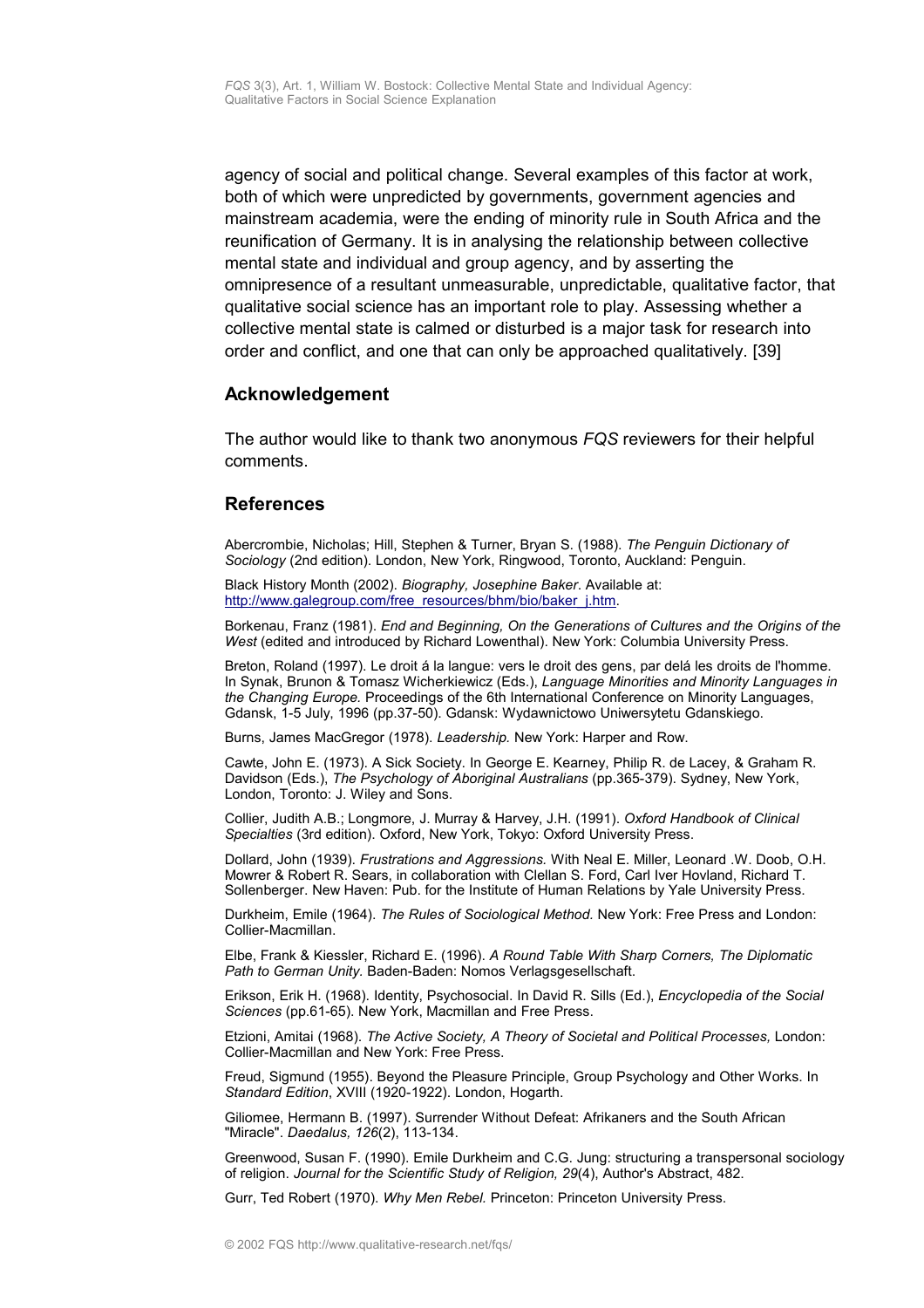agency of social and political change. Several examples of this factor at work, both of which were unpredicted by governments, government agencies and mainstream academia, were the ending of minority rule in South Africa and the reunification of Germany. It is in analysing the relationship between collective mental state and individual and group agency, and by asserting the omnipresence of a resultant unmeasurable, unpredictable, qualitative factor, that qualitative social science has an important role to play. Assessing whether a collective mental state is calmed or disturbed is a major task for research into order and conflict, and one that can only be approached qualitatively. [39]

## Acknowledgement

The author would like to thank two anonymous *FQS* reviewers for their helpful comments.

## References

Abercrombie, Nicholas; Hill, Stephen & Turner, Bryan S. (1988). *The Penguin Dictionary of Sociology* (2nd edition). London, New York, Ringwood, Toronto, Auckland: Penguin.

Black History Month (2002). *Biography, Josephine Baker*. Available at: http://www.galegroup.com/free_resources/bhm/bio/baker_j.htm.

Borkenau, Franz (1981). *End and Beginning, On the Generations of Cultures and the Origins of the West* (edited and introduced by Richard Lowenthal). New York: Columbia University Press.

Breton, Roland (1997). Le droit á la langue: vers le droit des gens, par delá les droits de l'homme. In Synak, Brunon & Tomasz Wicherkiewicz (Eds.), *Language Minorities and Minority Languages in the Changing Europe.* Proceedings of the 6th International Conference on Minority Languages, Gdansk, 1-5 July, 1996 (pp.37-50). Gdansk: Wydawnictowo Uniwersytetu Gdanskiego.

Burns, James MacGregor (1978). *Leadership.* New York: Harper and Row.

Cawte, John E. (1973). A Sick Society. In George E. Kearney, Philip R. de Lacey, & Graham R. Davidson (Eds.), *The Psychology of Aboriginal Australians* (pp.365-379). Sydney, New York, London, Toronto: J. Wiley and Sons.

Collier, Judith A.B.; Longmore, J. Murray & Harvey, J.H. (1991). *Oxford Handbook of Clinical Specialties* (3rd edition). Oxford, New York, Tokyo: Oxford University Press.

Dollard, John (1939). *Frustrations and Aggressions.* With Neal E. Miller, Leonard .W. Doob, O.H. Mowrer & Robert R. Sears, in collaboration with Clellan S. Ford, Carl Iver Hovland, Richard T. Sollenberger. New Haven: Pub. for the Institute of Human Relations by Yale University Press.

Durkheim, Emile (1964). *The Rules of Sociological Method.* New York: Free Press and London: Collier-Macmillan.

Elbe, Frank & Kiessler, Richard E. (1996). *A Round Table With Sharp Corners, The Diplomatic Path to German Unity.* Baden-Baden: Nomos Verlagsgesellschaft.

Erikson, Erik H. (1968). Identity, Psychosocial. In David R. Sills (Ed.), *Encyclopedia of the Social Sciences* (pp.61-65). New York, Macmillan and Free Press.

Etzioni, Amitai (1968). *The Active Society, A Theory of Societal and Political Processes,* London: Collier-Macmillan and New York: Free Press.

Freud, Sigmund (1955). Beyond the Pleasure Principle, Group Psychology and Other Works. In *Standard Edition*, XVIII (1920-1922). London, Hogarth.

Giliomee, Hermann B. (1997). Surrender Without Defeat: Afrikaners and the South African "Miracle". *Daedalus, 126*(2), 113-134.

Greenwood, Susan F. (1990). Emile Durkheim and C.G. Jung: structuring a transpersonal sociology of religion. *Journal for the Scientific Study of Religion, 29*(4), Author's Abstract, 482.

Gurr, Ted Robert (1970). *Why Men Rebel.* Princeton: Princeton University Press.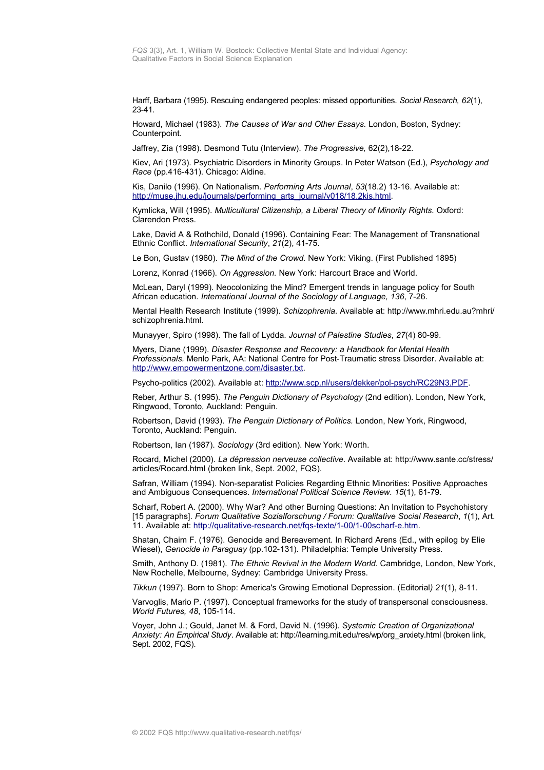Harff, Barbara (1995). Rescuing endangered peoples: missed opportunities. *Social Research, 62*(1), 23-41.

Howard, Michael (1983). *The Causes of War and Other Essays.* London, Boston, Sydney: Counterpoint.

Jaffrey, Zia (1998). Desmond Tutu (Interview). *The Progressive,* 62(2),18-22.

Kiev, Ari (1973). Psychiatric Disorders in Minority Groups. In Peter Watson (Ed.), *Psychology and Race* (pp.416-431). Chicago: Aldine.

Kis, Danilo (1996). On Nationalism. *Performing Arts Journal*, *53*(18.2) 13-16. Available at: http://muse.jhu.edu/journals/performing_arts_journal/v018/18.2kis.html.

Kymlicka, Will (1995). *Multicultural Citizenship, a Liberal Theory of Minority Rights.* Oxford: Clarendon Press.

Lake, David A & Rothchild, Donald (1996). Containing Fear: The Management of Transnational Ethnic Conflict. *International Security*, *21*(2), 41-75.

Le Bon, Gustav (1960). *The Mind of the Crowd.* New York: Viking. (First Published 1895)

Lorenz, Konrad (1966). *On Aggression.* New York: Harcourt Brace and World.

McLean, Daryl (1999). Neocolonizing the Mind? Emergent trends in language policy for South African education. *International Journal of the Sociology of Language, 136*, 7-26.

Mental Health Research Institute (1999). *Schizophrenia*. Available at: http://www.mhri.edu.au?mhri/schizophrenia.html.

Munayyer, Spiro (1998). The fall of Lydda. *Journal of Palestine Studies*, *27*(4) 80-99.

Myers, Diane (1999). *Disaster Response and Recovery: a Handbook for Mental Health Professionals.* Menlo Park, AA: National Centre for Post-Traumatic stress Disorder. Available at: http://www.empowermentzone.com/disaster.txt.

Psycho-politics (2002). Available at: http://www.scp.nl/users/dekker/pol-psych/RC29N3.PDF.

Reber, Arthur S. (1995). *The Penguin Dictionary of Psychology* (2nd edition). London, New York, Ringwood, Toronto, Auckland: Penguin.

Robertson, David (1993). *The Penguin Dictionary of Politics.* London, New York, Ringwood, Toronto, Auckland: Penguin.

Robertson, Ian (1987). *Sociology* (3rd edition). New York: Worth.

Rocard, Michel (2000). *La dépression nerveuse collective*. Available at: http://www.sante.cc/stress/articles/Rocard.html (broken link, Sept. 2002, FQS).

Safran, William (1994). Non-separatist Policies Regarding Ethnic Minorities: Positive Approaches and Ambiguous Consequences. *International Political Science Review. 15*(1), 61-79.

Scharf, Robert A. (2000). Why War? And other Burning Questions: An Invitation to Psychohistory [15 paragraphs]. *Forum Qualitative Sozialforschung / Forum: Qualitative Social Research*, *1*(1), Art. 11. Available at: http://qualitative-research.net/fqs-texte/1-00/1-00scharf-e.htm.

Shatan, Chaim F. (1976). Genocide and Bereavement. In Richard Arens (Ed., with epilog by Elie Wiesel), *Genocide in Paraguay* (pp.102-131). Philadelphia: Temple University Press.

Smith, Anthony D. (1981). *The Ethnic Revival in the Modern World.* Cambridge, London, New York, New Rochelle, Melbourne, Sydney: Cambridge University Press.

*Tikkun* (1997). Born to Shop: America's Growing Emotional Depression. (Editorial*) 21*(1), 8-11.

Varvoglis, Mario P. (1997). Conceptual frameworks for the study of transpersonal consciousness. *World Futures, 48*, 105-114.

Voyer, John J.; Gould, Janet M. & Ford, David N. (1996). *Systemic Creation of Organizational Anxiety: An Empirical Study*. Available at: http://learning.mit.edu/res/wp/org_anxiety.html (broken link, Sept. 2002, FQS).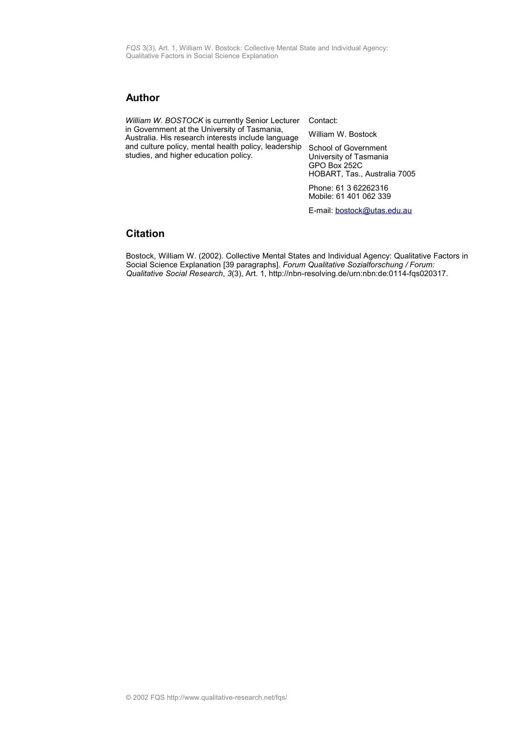## Author

*William W. BOSTOCK* is currently Senior Lecturer in Government at the University of Tasmania, Australia. His research interests include language and culture policy, mental health policy, leadership studies, and higher education policy.

Contact:

William W. Bostock

School of Government
University of Tasmania
GPO Box 252C
HOBART, Tas., Australia 7005

Phone: 61 3 62262316
Mobile: 61 401 062 339

E-mail: bostock@utas.edu.au

## Citation

Bostock, William W. (2002). Collective Mental States and Individual Agency: Qualitative Factors in Social Science Explanation [39 paragraphs]. *Forum Qualitative Sozialforschung / Forum: Qualitative Social Research*, *3*(3), Art. 1, http://nbn-resolving.de/urn:nbn:de:0114-fqs020317.